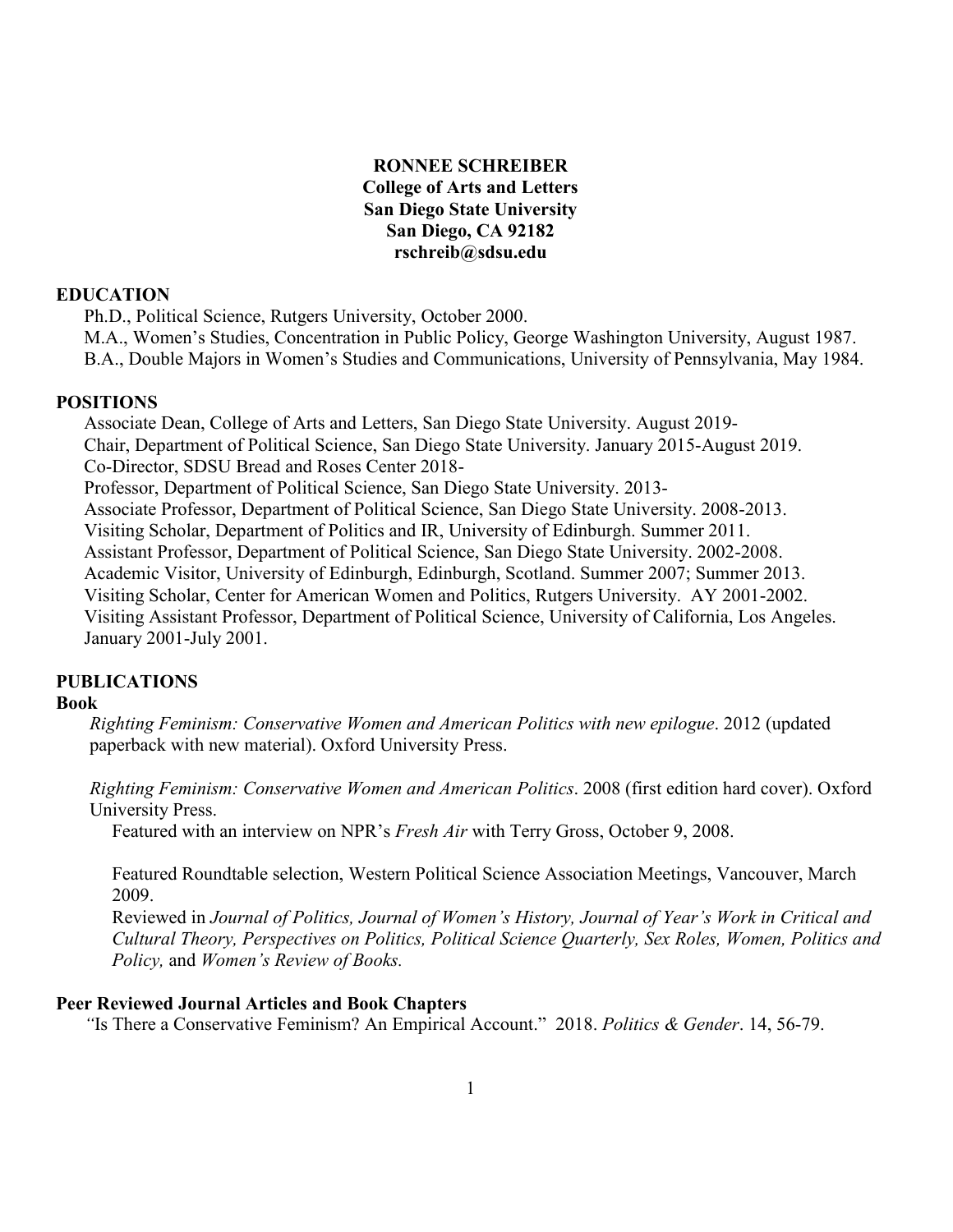**RONNEE SCHREIBER**
**College of Arts and Letters**
**San Diego State University**
**San Diego, CA 92182**
**rschreib@sdsu.edu**

## EDUCATION

Ph.D., Political Science, Rutgers University, October 2000.
M.A., Women's Studies, Concentration in Public Policy, George Washington University, August 1987.
B.A., Double Majors in Women's Studies and Communications, University of Pennsylvania, May 1984.

## POSITIONS

Associate Dean, College of Arts and Letters, San Diego State University. August 2019-
Chair, Department of Political Science, San Diego State University. January 2015-August 2019.
Co-Director, SDSU Bread and Roses Center 2018-
Professor, Department of Political Science, San Diego State University. 2013-
Associate Professor, Department of Political Science, San Diego State University. 2008-2013.
Visiting Scholar, Department of Politics and IR, University of Edinburgh. Summer 2011.
Assistant Professor, Department of Political Science, San Diego State University. 2002-2008.
Academic Visitor, University of Edinburgh, Edinburgh, Scotland. Summer 2007; Summer 2013.
Visiting Scholar, Center for American Women and Politics, Rutgers University. AY 2001-2002.
Visiting Assistant Professor, Department of Political Science, University of California, Los Angeles. January 2001-July 2001.

## PUBLICATIONS

### Book

*Righting Feminism: Conservative Women and American Politics with new epilogue*. 2012 (updated paperback with new material). Oxford University Press.

*Righting Feminism: Conservative Women and American Politics*. 2008 (first edition hard cover). Oxford University Press.

Featured with an interview on NPR's *Fresh Air* with Terry Gross, October 9, 2008.

Featured Roundtable selection, Western Political Science Association Meetings, Vancouver, March 2009.
Reviewed in *Journal of Politics, Journal of Women's History, Journal of Year's Work in Critical and Cultural Theory, Perspectives on Politics, Political Science Quarterly, Sex Roles, Women, Politics and Policy,* and *Women's Review of Books.*

### Peer Reviewed Journal Articles and Book Chapters

"Is There a Conservative Feminism? An Empirical Account." 2018. *Politics & Gender*. 14, 56-79.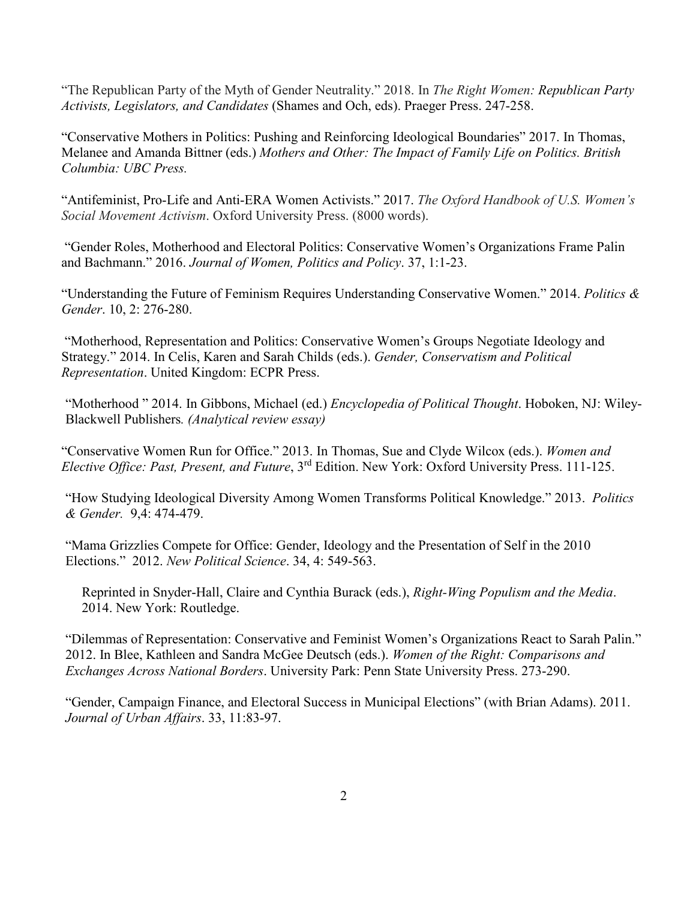"The Republican Party of the Myth of Gender Neutrality." 2018. In *The Right Women: Republican Party Activists, Legislators, and Candidates* (Shames and Och, eds). Praeger Press. 247-258.

"Conservative Mothers in Politics: Pushing and Reinforcing Ideological Boundaries" 2017. In Thomas, Melanee and Amanda Bittner (eds.) *Mothers and Other: The Impact of Family Life on Politics. British Columbia: UBC Press.*

"Antifeminist, Pro-Life and Anti-ERA Women Activists." 2017. *The Oxford Handbook of U.S. Women's Social Movement Activism*. Oxford University Press. (8000 words).

"Gender Roles, Motherhood and Electoral Politics: Conservative Women's Organizations Frame Palin and Bachmann." 2016. *Journal of Women, Politics and Policy*. 37, 1:1-23.

"Understanding the Future of Feminism Requires Understanding Conservative Women." 2014. *Politics & Gender*. 10, 2: 276-280.

"Motherhood, Representation and Politics: Conservative Women's Groups Negotiate Ideology and Strategy." 2014. In Celis, Karen and Sarah Childs (eds.). *Gender, Conservatism and Political Representation*. United Kingdom: ECPR Press.

"Motherhood " 2014. In Gibbons, Michael (ed.) *Encyclopedia of Political Thought*. Hoboken, NJ: Wiley-Blackwell Publishers*. (Analytical review essay)*

"Conservative Women Run for Office." 2013. In Thomas, Sue and Clyde Wilcox (eds.). *Women and Elective Office: Past, Present, and Future*, 3rd Edition. New York: Oxford University Press. 111-125.

"How Studying Ideological Diversity Among Women Transforms Political Knowledge." 2013. *Politics & Gender.* 9,4: 474-479.

"Mama Grizzlies Compete for Office: Gender, Ideology and the Presentation of Self in the 2010 Elections." 2012. *New Political Science*. 34, 4: 549-563.

Reprinted in Snyder-Hall, Claire and Cynthia Burack (eds.), *Right-Wing Populism and the Media*. 2014. New York: Routledge.

"Dilemmas of Representation: Conservative and Feminist Women's Organizations React to Sarah Palin." 2012. In Blee, Kathleen and Sandra McGee Deutsch (eds.). *Women of the Right: Comparisons and Exchanges Across National Borders*. University Park: Penn State University Press. 273-290.

"Gender, Campaign Finance, and Electoral Success in Municipal Elections" (with Brian Adams). 2011. *Journal of Urban Affairs*. 33, 11:83-97.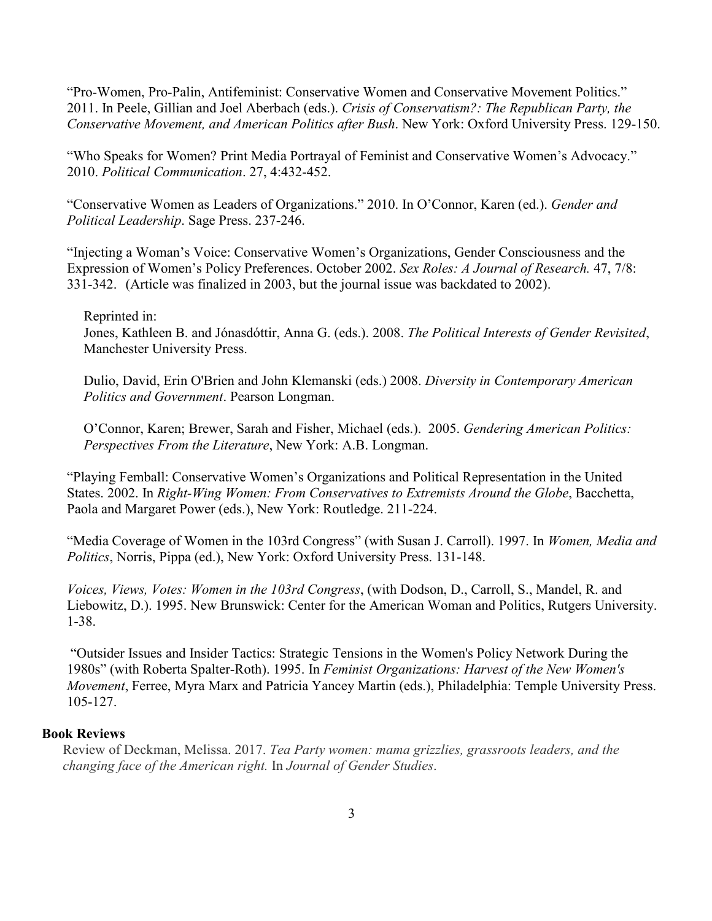"Pro-Women, Pro-Palin, Antifeminist: Conservative Women and Conservative Movement Politics." 2011. In Peele, Gillian and Joel Aberbach (eds.). *Crisis of Conservatism?: The Republican Party, the Conservative Movement, and American Politics after Bush*. New York: Oxford University Press. 129-150.

"Who Speaks for Women? Print Media Portrayal of Feminist and Conservative Women's Advocacy." 2010. *Political Communication*. 27, 4:432-452.

"Conservative Women as Leaders of Organizations." 2010. In O'Connor, Karen (ed.). *Gender and Political Leadership*. Sage Press. 237-246.

"Injecting a Woman's Voice: Conservative Women's Organizations, Gender Consciousness and the Expression of Women's Policy Preferences. October 2002. *Sex Roles: A Journal of Research.* 47, 7/8: 331-342. (Article was finalized in 2003, but the journal issue was backdated to 2002).

Reprinted in:
Jones, Kathleen B. and Jónasdóttir, Anna G. (eds.). 2008. *The Political Interests of Gender Revisited*, Manchester University Press.

Dulio, David, Erin O'Brien and John Klemanski (eds.) 2008. *Diversity in Contemporary American Politics and Government*. Pearson Longman.

O'Connor, Karen; Brewer, Sarah and Fisher, Michael (eds.). 2005. *Gendering American Politics: Perspectives From the Literature*, New York: A.B. Longman.

"Playing Femball: Conservative Women's Organizations and Political Representation in the United States. 2002. In *Right-Wing Women: From Conservatives to Extremists Around the Globe*, Bacchetta, Paola and Margaret Power (eds.), New York: Routledge. 211-224.

"Media Coverage of Women in the 103rd Congress" (with Susan J. Carroll). 1997. In *Women, Media and Politics*, Norris, Pippa (ed.), New York: Oxford University Press. 131-148.

*Voices, Views, Votes: Women in the 103rd Congress*, (with Dodson, D., Carroll, S., Mandel, R. and Liebowitz, D.). 1995. New Brunswick: Center for the American Woman and Politics, Rutgers University. 1-38.

"Outsider Issues and Insider Tactics: Strategic Tensions in the Women's Policy Network During the 1980s" (with Roberta Spalter-Roth). 1995. In *Feminist Organizations: Harvest of the New Women's Movement*, Ferree, Myra Marx and Patricia Yancey Martin (eds.), Philadelphia: Temple University Press. 105-127.

**Book Reviews**

Review of Deckman, Melissa. 2017. *Tea Party women: mama grizzlies, grassroots leaders, and the changing face of the American right.* In *Journal of Gender Studies*.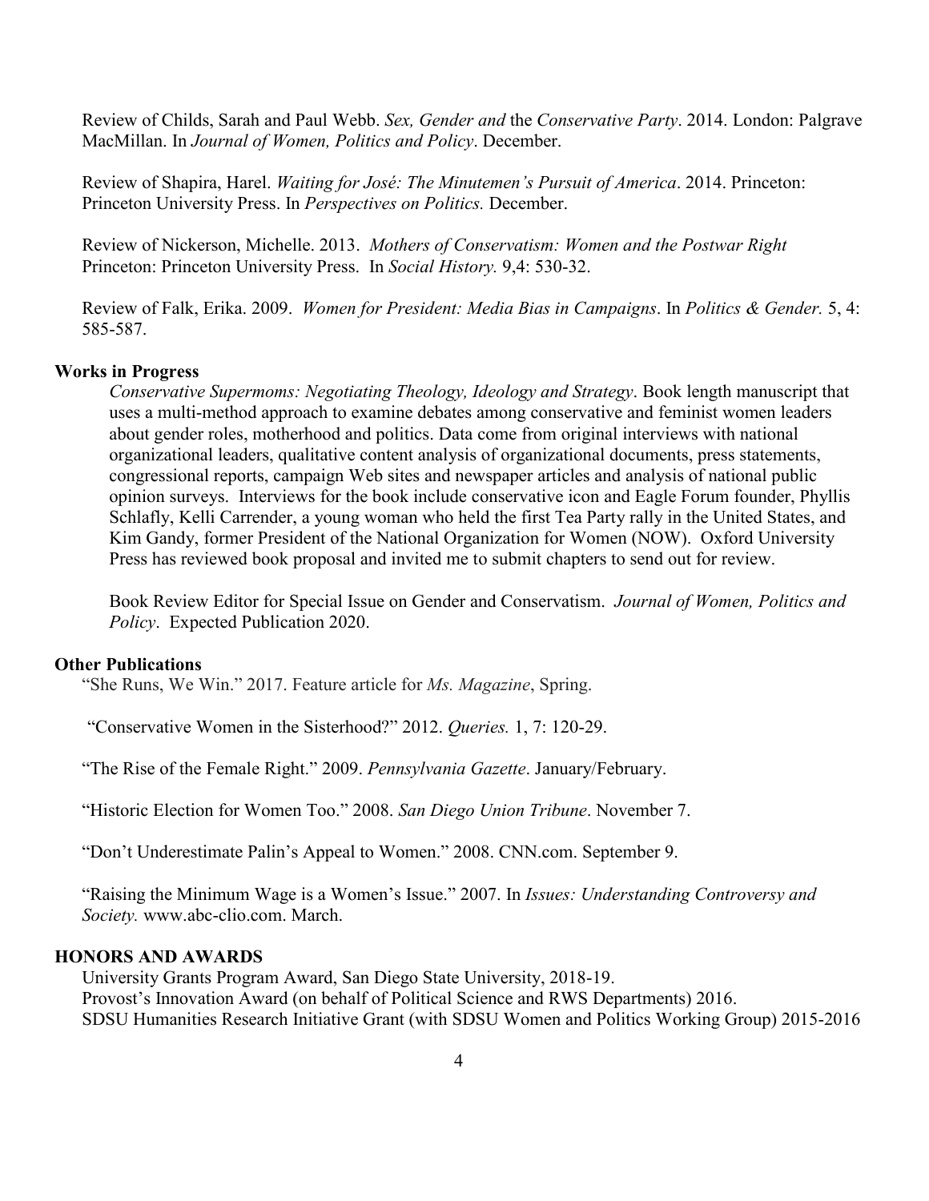Review of Childs, Sarah and Paul Webb. *Sex, Gender and* the *Conservative Party*. 2014. London: Palgrave MacMillan. In *Journal of Women, Politics and Policy*. December.

Review of Shapira, Harel. *Waiting for José: The Minutemen's Pursuit of America*. 2014. Princeton: Princeton University Press. In *Perspectives on Politics.* December.

Review of Nickerson, Michelle. 2013. *Mothers of Conservatism: Women and the Postwar Right* Princeton: Princeton University Press. In *Social History.* 9,4: 530-32.

Review of Falk, Erika. 2009. *Women for President: Media Bias in Campaigns*. In *Politics & Gender.* 5, 4: 585-587.

**Works in Progress**

*Conservative Supermoms: Negotiating Theology, Ideology and Strategy*. Book length manuscript that uses a multi-method approach to examine debates among conservative and feminist women leaders about gender roles, motherhood and politics. Data come from original interviews with national organizational leaders, qualitative content analysis of organizational documents, press statements, congressional reports, campaign Web sites and newspaper articles and analysis of national public opinion surveys. Interviews for the book include conservative icon and Eagle Forum founder, Phyllis Schlafly, Kelli Carrender, a young woman who held the first Tea Party rally in the United States, and Kim Gandy, former President of the National Organization for Women (NOW). Oxford University Press has reviewed book proposal and invited me to submit chapters to send out for review.

Book Review Editor for Special Issue on Gender and Conservatism. *Journal of Women, Politics and Policy*. Expected Publication 2020.

**Other Publications**

"She Runs, We Win." 2017. Feature article for *Ms. Magazine*, Spring.

"Conservative Women in the Sisterhood?" 2012. *Queries.* 1, 7: 120-29.

"The Rise of the Female Right." 2009. *Pennsylvania Gazette*. January/February.

"Historic Election for Women Too." 2008. *San Diego Union Tribune*. November 7.

"Don't Underestimate Palin's Appeal to Women." 2008. CNN.com. September 9.

"Raising the Minimum Wage is a Women's Issue." 2007. In *Issues: Understanding Controversy and Society.* www.abc-clio.com. March.

**HONORS AND AWARDS**

University Grants Program Award, San Diego State University, 2018-19.
Provost's Innovation Award (on behalf of Political Science and RWS Departments) 2016.
SDSU Humanities Research Initiative Grant (with SDSU Women and Politics Working Group) 2015-2016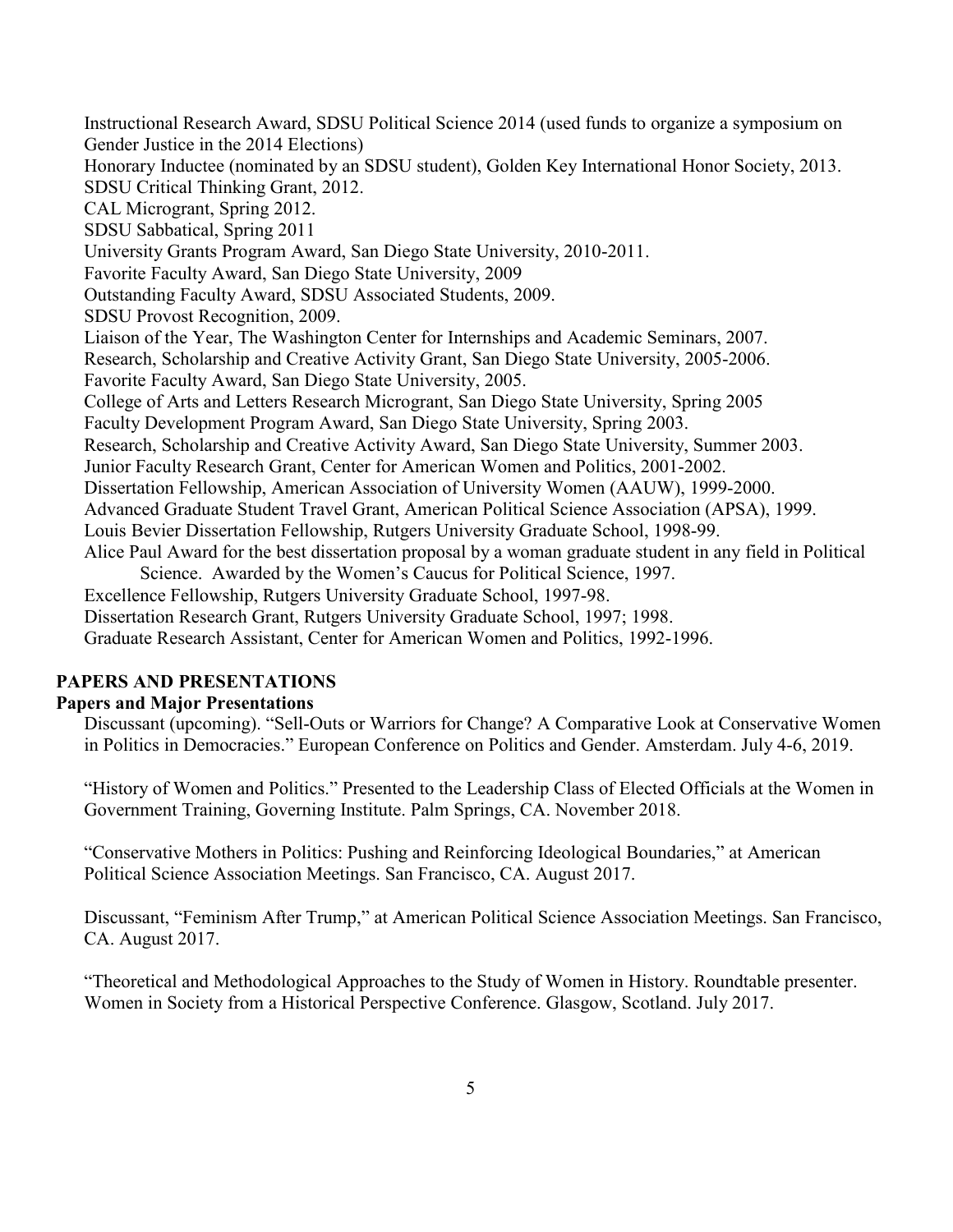Instructional Research Award, SDSU Political Science 2014 (used funds to organize a symposium on Gender Justice in the 2014 Elections)

Honorary Inductee (nominated by an SDSU student), Golden Key International Honor Society, 2013.

SDSU Critical Thinking Grant, 2012.

CAL Microgrant, Spring 2012.

SDSU Sabbatical, Spring 2011

University Grants Program Award, San Diego State University, 2010-2011.

Favorite Faculty Award, San Diego State University, 2009

Outstanding Faculty Award, SDSU Associated Students, 2009.

SDSU Provost Recognition, 2009.

Liaison of the Year, The Washington Center for Internships and Academic Seminars, 2007.

Research, Scholarship and Creative Activity Grant, San Diego State University, 2005-2006.

Favorite Faculty Award, San Diego State University, 2005.

College of Arts and Letters Research Microgrant, San Diego State University, Spring 2005

Faculty Development Program Award, San Diego State University, Spring 2003.

Research, Scholarship and Creative Activity Award, San Diego State University, Summer 2003.

Junior Faculty Research Grant, Center for American Women and Politics, 2001-2002.

Dissertation Fellowship, American Association of University Women (AAUW), 1999-2000.

Advanced Graduate Student Travel Grant, American Political Science Association (APSA), 1999.

Louis Bevier Dissertation Fellowship, Rutgers University Graduate School, 1998-99.

Alice Paul Award for the best dissertation proposal by a woman graduate student in any field in Political Science. Awarded by the Women's Caucus for Political Science, 1997.

Excellence Fellowship, Rutgers University Graduate School, 1997-98.

Dissertation Research Grant, Rutgers University Graduate School, 1997; 1998.

Graduate Research Assistant, Center for American Women and Politics, 1992-1996.

## PAPERS AND PRESENTATIONS

### Papers and Major Presentations

Discussant (upcoming). "Sell-Outs or Warriors for Change? A Comparative Look at Conservative Women in Politics in Democracies." European Conference on Politics and Gender. Amsterdam. July 4-6, 2019.

"History of Women and Politics." Presented to the Leadership Class of Elected Officials at the Women in Government Training, Governing Institute. Palm Springs, CA. November 2018.

"Conservative Mothers in Politics: Pushing and Reinforcing Ideological Boundaries," at American Political Science Association Meetings. San Francisco, CA. August 2017.

Discussant, "Feminism After Trump," at American Political Science Association Meetings. San Francisco, CA. August 2017.

"Theoretical and Methodological Approaches to the Study of Women in History. Roundtable presenter. Women in Society from a Historical Perspective Conference. Glasgow, Scotland. July 2017.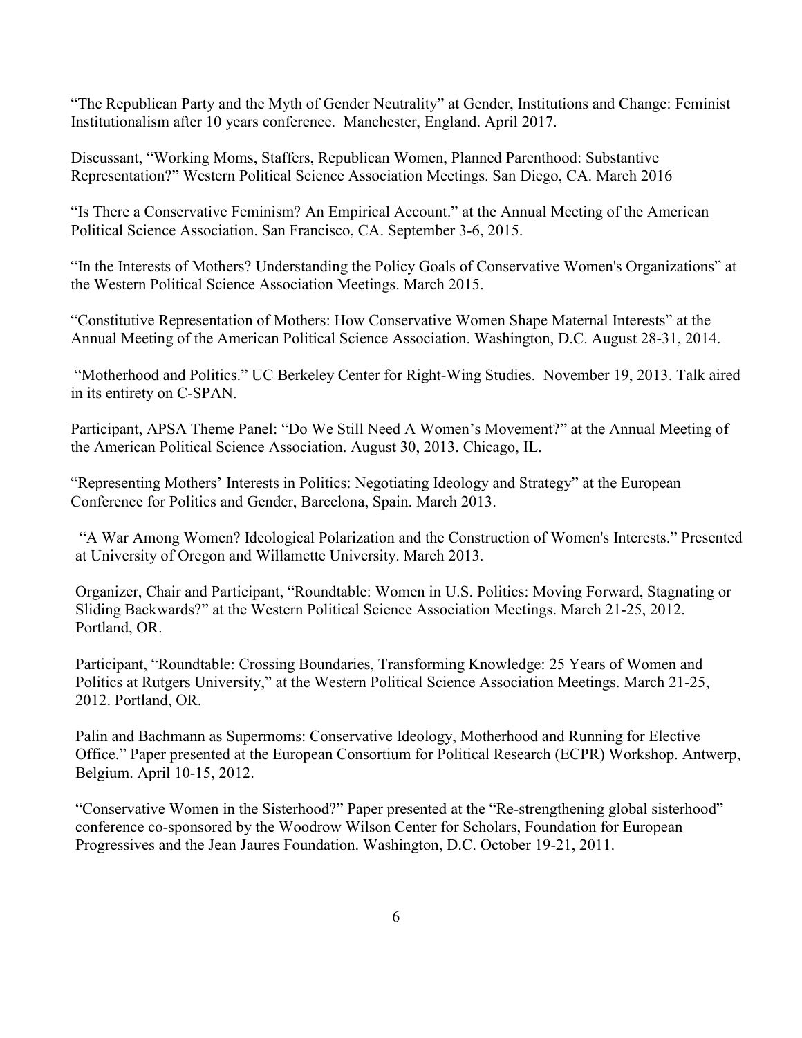"The Republican Party and the Myth of Gender Neutrality" at Gender, Institutions and Change: Feminist Institutionalism after 10 years conference. Manchester, England. April 2017.

Discussant, "Working Moms, Staffers, Republican Women, Planned Parenthood: Substantive Representation?" Western Political Science Association Meetings. San Diego, CA. March 2016

"Is There a Conservative Feminism? An Empirical Account." at the Annual Meeting of the American Political Science Association. San Francisco, CA. September 3-6, 2015.

"In the Interests of Mothers? Understanding the Policy Goals of Conservative Women's Organizations" at the Western Political Science Association Meetings. March 2015.

"Constitutive Representation of Mothers: How Conservative Women Shape Maternal Interests" at the Annual Meeting of the American Political Science Association. Washington, D.C. August 28-31, 2014.

"Motherhood and Politics." UC Berkeley Center for Right-Wing Studies. November 19, 2013. Talk aired in its entirety on C-SPAN.

Participant, APSA Theme Panel: "Do We Still Need A Women's Movement?" at the Annual Meeting of the American Political Science Association. August 30, 2013. Chicago, IL.

"Representing Mothers' Interests in Politics: Negotiating Ideology and Strategy" at the European Conference for Politics and Gender, Barcelona, Spain. March 2013.

"A War Among Women? Ideological Polarization and the Construction of Women's Interests." Presented at University of Oregon and Willamette University. March 2013.

Organizer, Chair and Participant, "Roundtable: Women in U.S. Politics: Moving Forward, Stagnating or Sliding Backwards?" at the Western Political Science Association Meetings. March 21-25, 2012. Portland, OR.

Participant, "Roundtable: Crossing Boundaries, Transforming Knowledge: 25 Years of Women and Politics at Rutgers University," at the Western Political Science Association Meetings. March 21-25, 2012. Portland, OR.

Palin and Bachmann as Supermoms: Conservative Ideology, Motherhood and Running for Elective Office." Paper presented at the European Consortium for Political Research (ECPR) Workshop. Antwerp, Belgium. April 10-15, 2012.

"Conservative Women in the Sisterhood?" Paper presented at the "Re-strengthening global sisterhood" conference co-sponsored by the Woodrow Wilson Center for Scholars, Foundation for European Progressives and the Jean Jaures Foundation. Washington, D.C. October 19-21, 2011.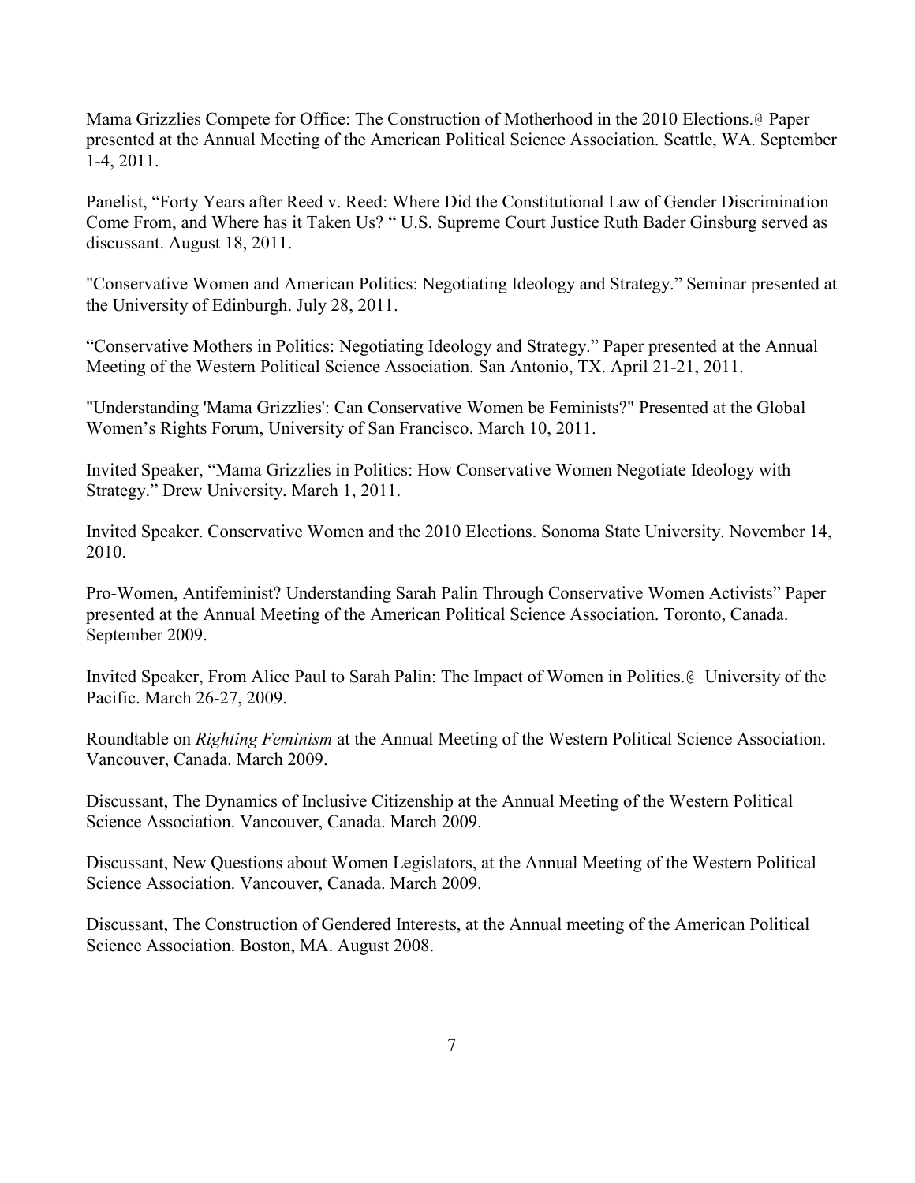Mama Grizzlies Compete for Office: The Construction of Motherhood in the 2010 Elections.@ Paper presented at the Annual Meeting of the American Political Science Association. Seattle, WA. September 1-4, 2011.

Panelist, "Forty Years after Reed v. Reed: Where Did the Constitutional Law of Gender Discrimination Come From, and Where has it Taken Us? " U.S. Supreme Court Justice Ruth Bader Ginsburg served as discussant. August 18, 2011.

"Conservative Women and American Politics: Negotiating Ideology and Strategy." Seminar presented at the University of Edinburgh. July 28, 2011.

"Conservative Mothers in Politics: Negotiating Ideology and Strategy." Paper presented at the Annual Meeting of the Western Political Science Association. San Antonio, TX. April 21-21, 2011.

"Understanding 'Mama Grizzlies': Can Conservative Women be Feminists?" Presented at the Global Women's Rights Forum, University of San Francisco. March 10, 2011.

Invited Speaker, "Mama Grizzlies in Politics: How Conservative Women Negotiate Ideology with Strategy." Drew University. March 1, 2011.

Invited Speaker. Conservative Women and the 2010 Elections. Sonoma State University. November 14, 2010.

Pro-Women, Antifeminist? Understanding Sarah Palin Through Conservative Women Activists" Paper presented at the Annual Meeting of the American Political Science Association. Toronto, Canada. September 2009.

Invited Speaker, From Alice Paul to Sarah Palin: The Impact of Women in Politics.@ University of the Pacific. March 26-27, 2009.

Roundtable on *Righting Feminism* at the Annual Meeting of the Western Political Science Association. Vancouver, Canada. March 2009.

Discussant, The Dynamics of Inclusive Citizenship at the Annual Meeting of the Western Political Science Association. Vancouver, Canada. March 2009.

Discussant, New Questions about Women Legislators, at the Annual Meeting of the Western Political Science Association. Vancouver, Canada. March 2009.

Discussant, The Construction of Gendered Interests, at the Annual meeting of the American Political Science Association. Boston, MA. August 2008.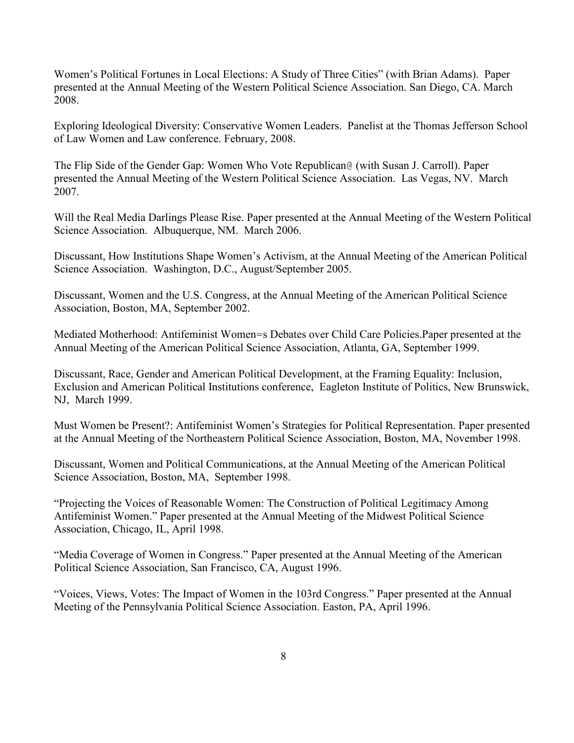Women's Political Fortunes in Local Elections: A Study of Three Cities" (with Brian Adams). Paper presented at the Annual Meeting of the Western Political Science Association. San Diego, CA. March 2008.

Exploring Ideological Diversity: Conservative Women Leaders. Panelist at the Thomas Jefferson School of Law Women and Law conference. February, 2008.

The Flip Side of the Gender Gap: Women Who Vote Republican@ (with Susan J. Carroll). Paper presented the Annual Meeting of the Western Political Science Association. Las Vegas, NV. March 2007.

Will the Real Media Darlings Please Rise. Paper presented at the Annual Meeting of the Western Political Science Association. Albuquerque, NM. March 2006.

Discussant, How Institutions Shape Women's Activism, at the Annual Meeting of the American Political Science Association. Washington, D.C., August/September 2005.

Discussant, Women and the U.S. Congress, at the Annual Meeting of the American Political Science Association, Boston, MA, September 2002.

Mediated Motherhood: Antifeminist Women=s Debates over Child Care Policies.Paper presented at the Annual Meeting of the American Political Science Association, Atlanta, GA, September 1999.

Discussant, Race, Gender and American Political Development, at the Framing Equality: Inclusion, Exclusion and American Political Institutions conference, Eagleton Institute of Politics, New Brunswick, NJ, March 1999.

Must Women be Present?: Antifeminist Women's Strategies for Political Representation. Paper presented at the Annual Meeting of the Northeastern Political Science Association, Boston, MA, November 1998.

Discussant, Women and Political Communications, at the Annual Meeting of the American Political Science Association, Boston, MA, September 1998.

"Projecting the Voices of Reasonable Women: The Construction of Political Legitimacy Among Antifeminist Women." Paper presented at the Annual Meeting of the Midwest Political Science Association, Chicago, IL, April 1998.

"Media Coverage of Women in Congress." Paper presented at the Annual Meeting of the American Political Science Association, San Francisco, CA, August 1996.

"Voices, Views, Votes: The Impact of Women in the 103rd Congress." Paper presented at the Annual Meeting of the Pennsylvania Political Science Association. Easton, PA, April 1996.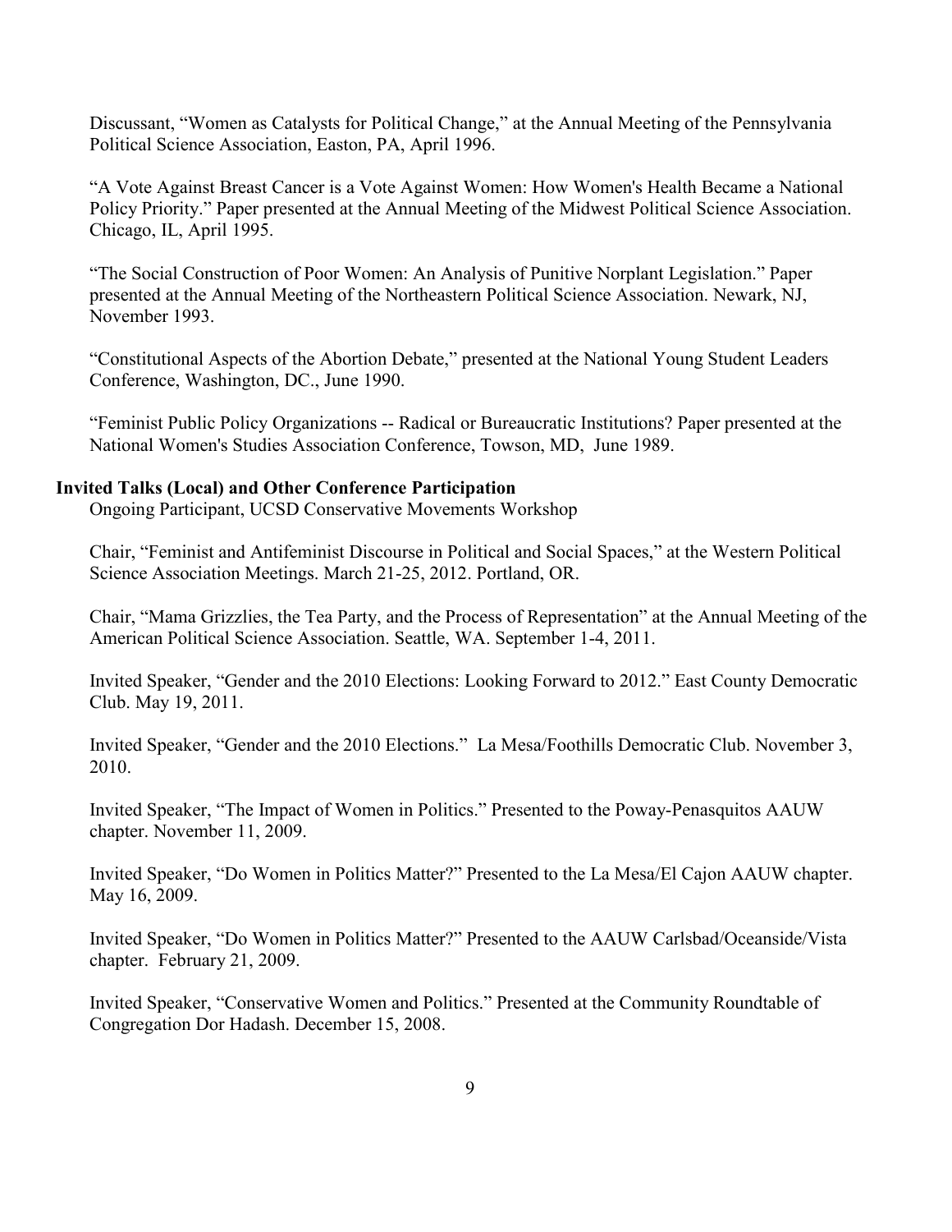Discussant, "Women as Catalysts for Political Change," at the Annual Meeting of the Pennsylvania Political Science Association, Easton, PA, April 1996.

"A Vote Against Breast Cancer is a Vote Against Women: How Women's Health Became a National Policy Priority." Paper presented at the Annual Meeting of the Midwest Political Science Association. Chicago, IL, April 1995.

"The Social Construction of Poor Women: An Analysis of Punitive Norplant Legislation." Paper presented at the Annual Meeting of the Northeastern Political Science Association. Newark, NJ, November 1993.

"Constitutional Aspects of the Abortion Debate," presented at the National Young Student Leaders Conference, Washington, DC., June 1990.

"Feminist Public Policy Organizations -- Radical or Bureaucratic Institutions? Paper presented at the National Women's Studies Association Conference, Towson, MD, June 1989.

**Invited Talks (Local) and Other Conference Participation**

Ongoing Participant, UCSD Conservative Movements Workshop

Chair, "Feminist and Antifeminist Discourse in Political and Social Spaces," at the Western Political Science Association Meetings. March 21-25, 2012. Portland, OR.

Chair, "Mama Grizzlies, the Tea Party, and the Process of Representation" at the Annual Meeting of the American Political Science Association. Seattle, WA. September 1-4, 2011.

Invited Speaker, "Gender and the 2010 Elections: Looking Forward to 2012." East County Democratic Club. May 19, 2011.

Invited Speaker, "Gender and the 2010 Elections." La Mesa/Foothills Democratic Club. November 3, 2010.

Invited Speaker, "The Impact of Women in Politics." Presented to the Poway-Penasquitos AAUW chapter. November 11, 2009.

Invited Speaker, "Do Women in Politics Matter?" Presented to the La Mesa/El Cajon AAUW chapter. May 16, 2009.

Invited Speaker, "Do Women in Politics Matter?" Presented to the AAUW Carlsbad/Oceanside/Vista chapter. February 21, 2009.

Invited Speaker, "Conservative Women and Politics." Presented at the Community Roundtable of Congregation Dor Hadash. December 15, 2008.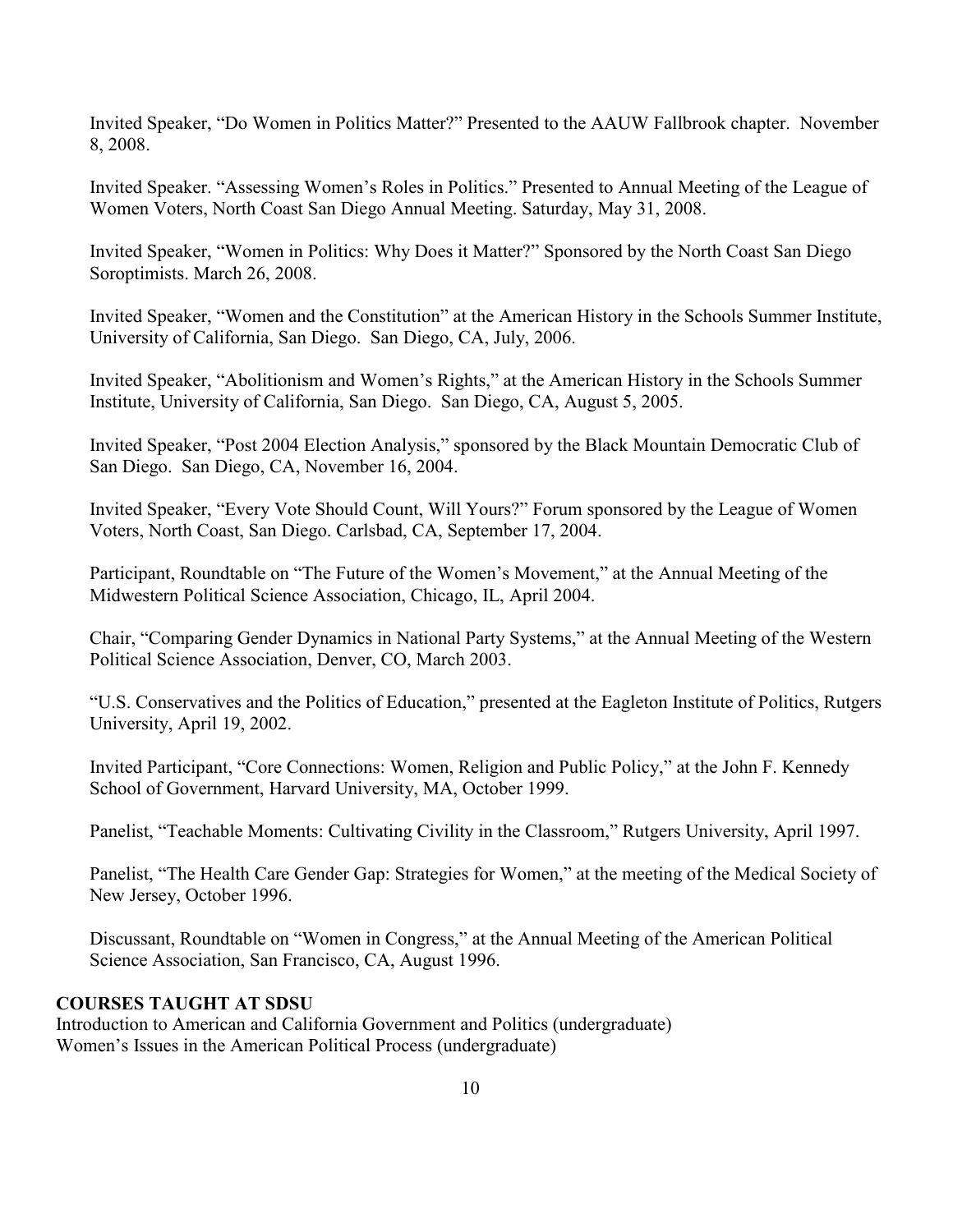Invited Speaker, "Do Women in Politics Matter?" Presented to the AAUW Fallbrook chapter. November 8, 2008.

Invited Speaker. "Assessing Women's Roles in Politics." Presented to Annual Meeting of the League of Women Voters, North Coast San Diego Annual Meeting. Saturday, May 31, 2008.

Invited Speaker, "Women in Politics: Why Does it Matter?" Sponsored by the North Coast San Diego Soroptimists. March 26, 2008.

Invited Speaker, "Women and the Constitution" at the American History in the Schools Summer Institute, University of California, San Diego. San Diego, CA, July, 2006.

Invited Speaker, "Abolitionism and Women's Rights," at the American History in the Schools Summer Institute, University of California, San Diego. San Diego, CA, August 5, 2005.

Invited Speaker, "Post 2004 Election Analysis," sponsored by the Black Mountain Democratic Club of San Diego. San Diego, CA, November 16, 2004.

Invited Speaker, "Every Vote Should Count, Will Yours?" Forum sponsored by the League of Women Voters, North Coast, San Diego. Carlsbad, CA, September 17, 2004.

Participant, Roundtable on "The Future of the Women's Movement," at the Annual Meeting of the Midwestern Political Science Association, Chicago, IL, April 2004.

Chair, "Comparing Gender Dynamics in National Party Systems," at the Annual Meeting of the Western Political Science Association, Denver, CO, March 2003.

"U.S. Conservatives and the Politics of Education," presented at the Eagleton Institute of Politics, Rutgers University, April 19, 2002.

Invited Participant, "Core Connections: Women, Religion and Public Policy," at the John F. Kennedy School of Government, Harvard University, MA, October 1999.

Panelist, "Teachable Moments: Cultivating Civility in the Classroom," Rutgers University, April 1997.

Panelist, "The Health Care Gender Gap: Strategies for Women," at the meeting of the Medical Society of New Jersey, October 1996.

Discussant, Roundtable on "Women in Congress," at the Annual Meeting of the American Political Science Association, San Francisco, CA, August 1996.

**COURSES TAUGHT AT SDSU**

Introduction to American and California Government and Politics (undergraduate)
Women's Issues in the American Political Process (undergraduate)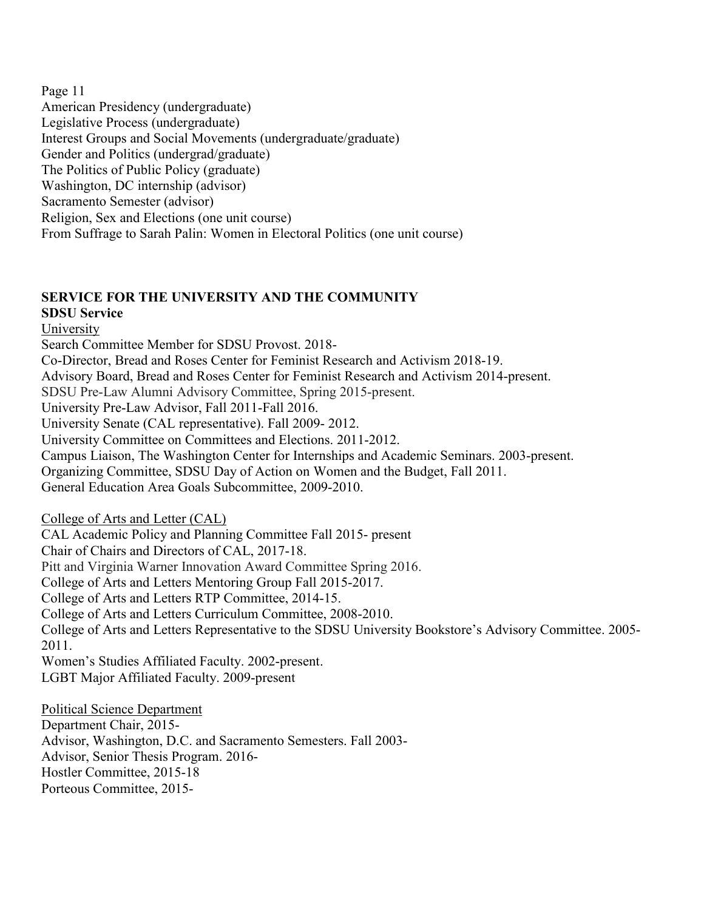American Presidency (undergraduate)
Legislative Process (undergraduate)
Interest Groups and Social Movements (undergraduate/graduate)
Gender and Politics (undergrad/graduate)
The Politics of Public Policy (graduate)
Washington, DC internship (advisor)
Sacramento Semester (advisor)
Religion, Sex and Elections (one unit course)
From Suffrage to Sarah Palin: Women in Electoral Politics (one unit course)

## SERVICE FOR THE UNIVERSITY AND THE COMMUNITY

### SDSU Service

University

Search Committee Member for SDSU Provost. 2018-
Co-Director, Bread and Roses Center for Feminist Research and Activism 2018-19.
Advisory Board, Bread and Roses Center for Feminist Research and Activism 2014-present.
SDSU Pre-Law Alumni Advisory Committee, Spring 2015-present.
University Pre-Law Advisor, Fall 2011-Fall 2016.
University Senate (CAL representative). Fall 2009- 2012.
University Committee on Committees and Elections. 2011-2012.
Campus Liaison, The Washington Center for Internships and Academic Seminars. 2003-present.
Organizing Committee, SDSU Day of Action on Women and the Budget, Fall 2011.
General Education Area Goals Subcommittee, 2009-2010.

College of Arts and Letter (CAL)

CAL Academic Policy and Planning Committee Fall 2015- present
Chair of Chairs and Directors of CAL, 2017-18.
Pitt and Virginia Warner Innovation Award Committee Spring 2016.
College of Arts and Letters Mentoring Group Fall 2015-2017.
College of Arts and Letters RTP Committee, 2014-15.
College of Arts and Letters Curriculum Committee, 2008-2010.
College of Arts and Letters Representative to the SDSU University Bookstore's Advisory Committee. 2005-2011.
Women's Studies Affiliated Faculty. 2002-present.
LGBT Major Affiliated Faculty. 2009-present

Political Science Department

Department Chair, 2015-
Advisor, Washington, D.C. and Sacramento Semesters. Fall 2003-
Advisor, Senior Thesis Program. 2016-
Hostler Committee, 2015-18
Porteous Committee, 2015-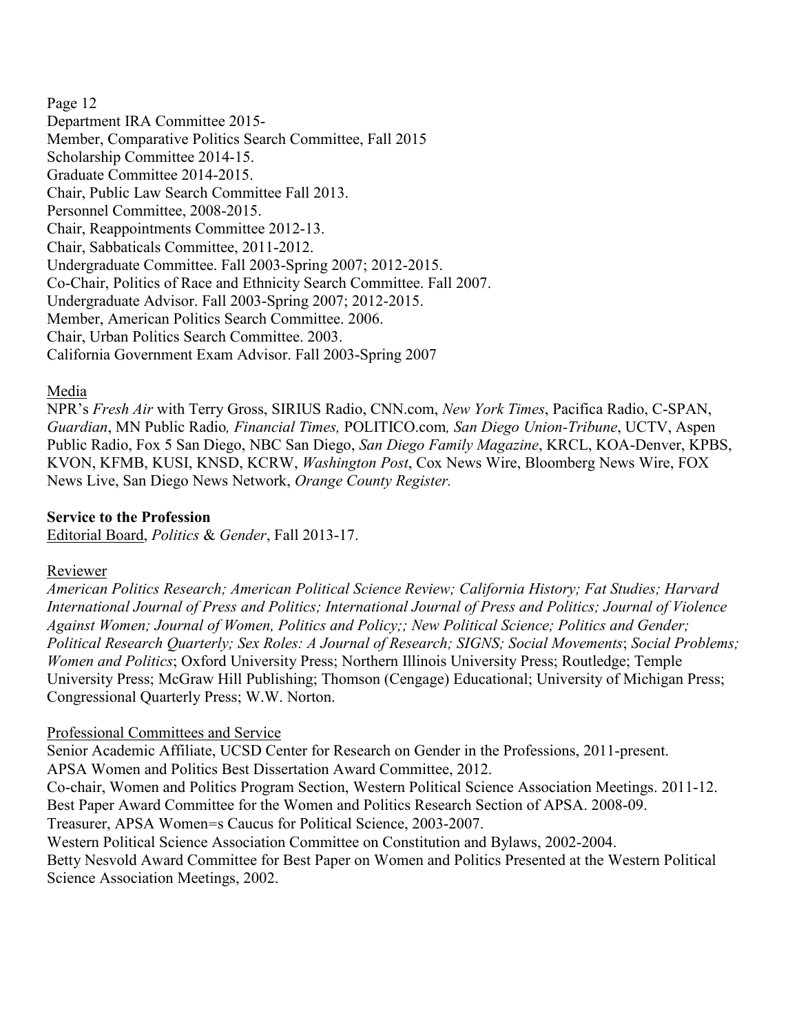Department IRA Committee 2015-
Member, Comparative Politics Search Committee, Fall 2015
Scholarship Committee 2014-15.
Graduate Committee 2014-2015.
Chair, Public Law Search Committee Fall 2013.
Personnel Committee, 2008-2015.
Chair, Reappointments Committee 2012-13.
Chair, Sabbaticals Committee, 2011-2012.
Undergraduate Committee. Fall 2003-Spring 2007; 2012-2015.
Co-Chair, Politics of Race and Ethnicity Search Committee. Fall 2007.
Undergraduate Advisor. Fall 2003-Spring 2007; 2012-2015.
Member, American Politics Search Committee. 2006.
Chair, Urban Politics Search Committee. 2003.
California Government Exam Advisor. Fall 2003-Spring 2007

Media

NPR's *Fresh Air* with Terry Gross, SIRIUS Radio, CNN.com, *New York Times*, Pacifica Radio, C-SPAN, *Guardian*, MN Public Radio*, Financial Times,* POLITICO.com*, San Diego Union-Tribune*, UCTV, Aspen Public Radio, Fox 5 San Diego, NBC San Diego, *San Diego Family Magazine*, KRCL, KOA-Denver, KPBS, KVON, KFMB, KUSI, KNSD, KCRW, *Washington Post*, Cox News Wire, Bloomberg News Wire, FOX News Live, San Diego News Network, *Orange County Register.*

**Service to the Profession**

Editorial Board, *Politics* & *Gender*, Fall 2013-17.

Reviewer

*American Politics Research; American Political Science Review; California History; Fat Studies; Harvard International Journal of Press and Politics; International Journal of Press and Politics; Journal of Violence Against Women; Journal of Women, Politics and Policy;; New Political Science; Politics and Gender; Political Research Quarterly; Sex Roles: A Journal of Research; SIGNS; Social Movements*; *Social Problems; Women and Politics*; Oxford University Press; Northern Illinois University Press; Routledge; Temple University Press; McGraw Hill Publishing; Thomson (Cengage) Educational; University of Michigan Press; Congressional Quarterly Press; W.W. Norton.

Professional Committees and Service

Senior Academic Affiliate, UCSD Center for Research on Gender in the Professions, 2011-present.
APSA Women and Politics Best Dissertation Award Committee, 2012.
Co-chair, Women and Politics Program Section, Western Political Science Association Meetings. 2011-12.
Best Paper Award Committee for the Women and Politics Research Section of APSA. 2008-09.
Treasurer, APSA Women=s Caucus for Political Science, 2003-2007.
Western Political Science Association Committee on Constitution and Bylaws, 2002-2004.
Betty Nesvold Award Committee for Best Paper on Women and Politics Presented at the Western Political Science Association Meetings, 2002.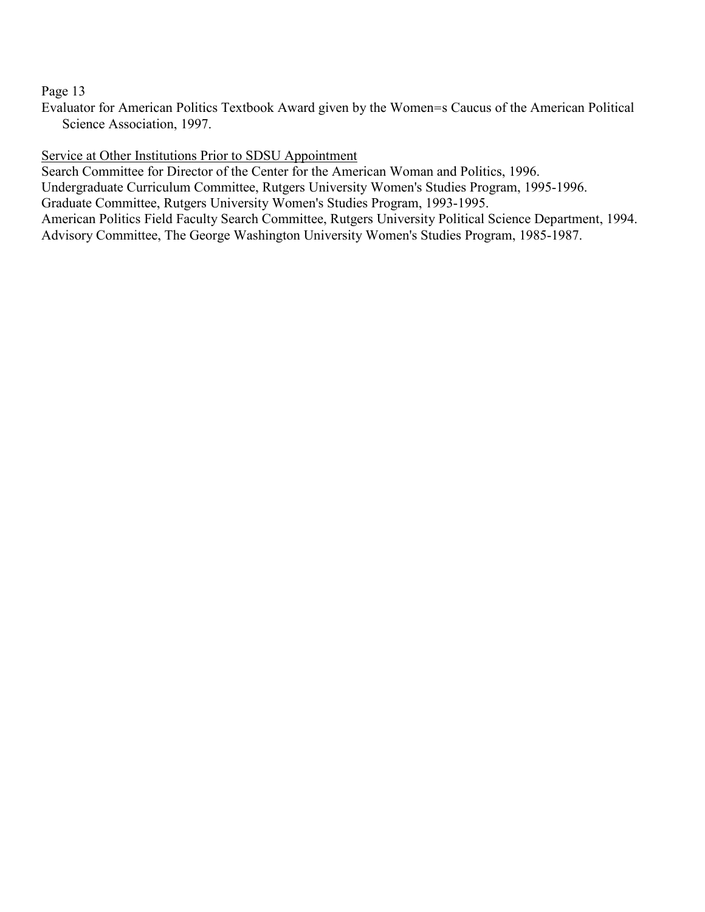Evaluator for American Politics Textbook Award given by the Women=s Caucus of the American Political Science Association, 1997.

<u>Service at Other Institutions Prior to SDSU Appointment</u>

Search Committee for Director of the Center for the American Woman and Politics, 1996.
Undergraduate Curriculum Committee, Rutgers University Women's Studies Program, 1995-1996.
Graduate Committee, Rutgers University Women's Studies Program, 1993-1995.
American Politics Field Faculty Search Committee, Rutgers University Political Science Department, 1994.
Advisory Committee, The George Washington University Women's Studies Program, 1985-1987.